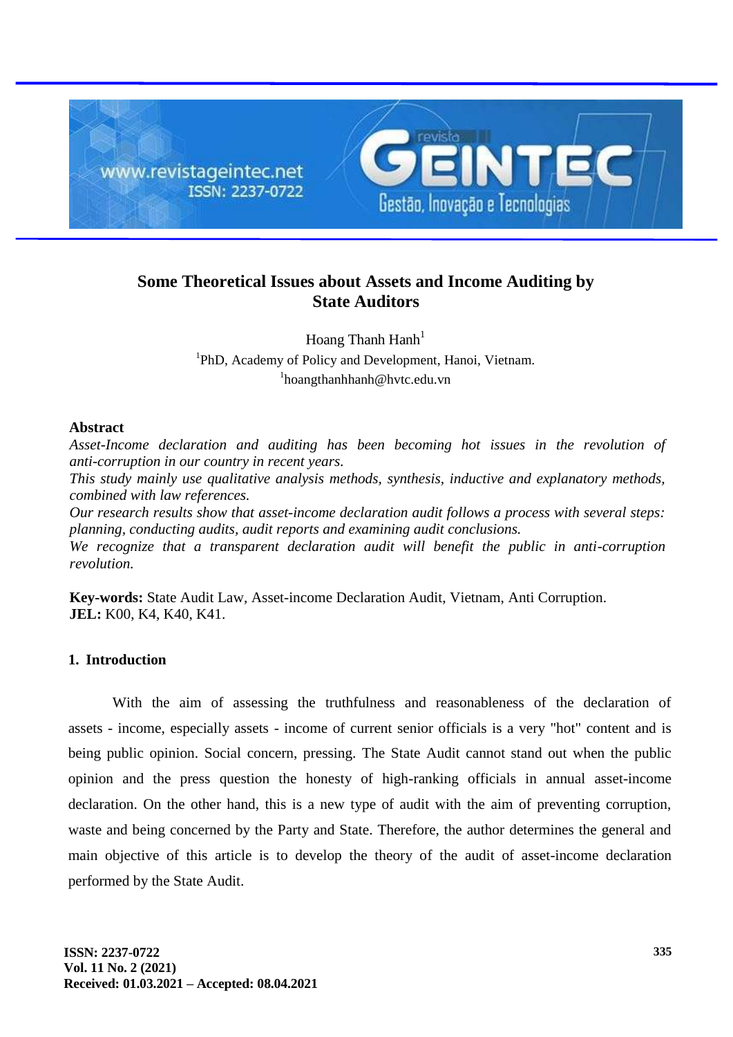# Some Theoretical Issues about Assets and Income Auditing by State Auditors

Hoang Thanh Hanh[1]

[1]PhD, Academy of Policy and Development, Hanoi, Vietnam.

[1]hoangthanhhanh@hvtc.edu.vn

## Abstract

*Asset-Income declaration and auditing has been becoming hot issues in the revolution of anti-corruption in our country in recent years.*

*This study mainly use qualitative analysis methods, synthesis, inductive and explanatory methods, combined with law references.*

*Our research results show that asset-income declaration audit follows a process with several steps: planning, conducting audits, audit reports and examining audit conclusions.*

*We recognize that a transparent declaration audit will benefit the public in anti-corruption revolution.*

**Key-words:** State Audit Law, Asset-income Declaration Audit, Vietnam, Anti Corruption.
**JEL:** K00, K4, K40, K41.

## 1. Introduction

With the aim of assessing the truthfulness and reasonableness of the declaration of assets - income, especially assets - income of current senior officials is a very "hot" content and is being public opinion. Social concern, pressing. The State Audit cannot stand out when the public opinion and the press question the honesty of high-ranking officials in annual asset-income declaration. On the other hand, this is a new type of audit with the aim of preventing corruption, waste and being concerned by the Party and State. Therefore, the author determines the general and main objective of this article is to develop the theory of the audit of asset-income declaration performed by the State Audit.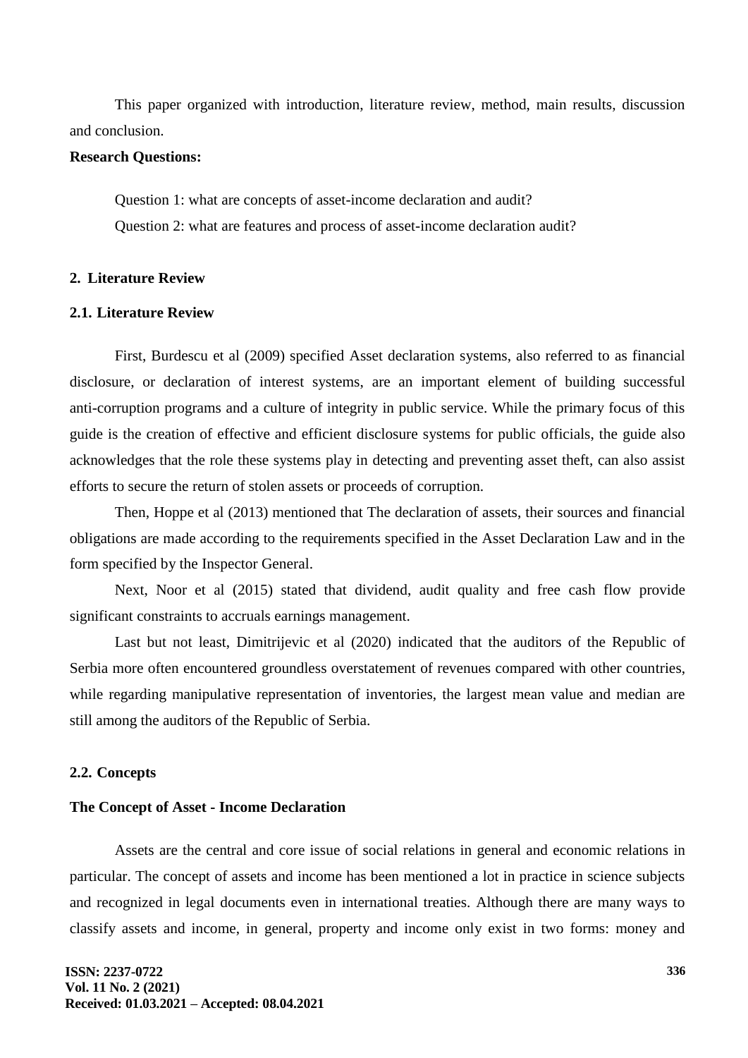This paper organized with introduction, literature review, method, main results, discussion and conclusion.

**Research Questions:**

Question 1: what are concepts of asset-income declaration and audit?

Question 2: what are features and process of asset-income declaration audit?

## 2. Literature Review

### 2.1. Literature Review

First, Burdescu et al (2009) specified Asset declaration systems, also referred to as financial disclosure, or declaration of interest systems, are an important element of building successful anti-corruption programs and a culture of integrity in public service. While the primary focus of this guide is the creation of effective and efficient disclosure systems for public officials, the guide also acknowledges that the role these systems play in detecting and preventing asset theft, can also assist efforts to secure the return of stolen assets or proceeds of corruption.

Then, Hoppe et al (2013) mentioned that The declaration of assets, their sources and financial obligations are made according to the requirements specified in the Asset Declaration Law and in the form specified by the Inspector General.

Next, Noor et al (2015) stated that dividend, audit quality and free cash flow provide significant constraints to accruals earnings management.

Last but not least, Dimitrijevic et al (2020) indicated that the auditors of the Republic of Serbia more often encountered groundless overstatement of revenues compared with other countries, while regarding manipulative representation of inventories, the largest mean value and median are still among the auditors of the Republic of Serbia.

### 2.2. Concepts

**The Concept of Asset - Income Declaration**

Assets are the central and core issue of social relations in general and economic relations in particular. The concept of assets and income has been mentioned a lot in practice in science subjects and recognized in legal documents even in international treaties. Although there are many ways to classify assets and income, in general, property and income only exist in two forms: money and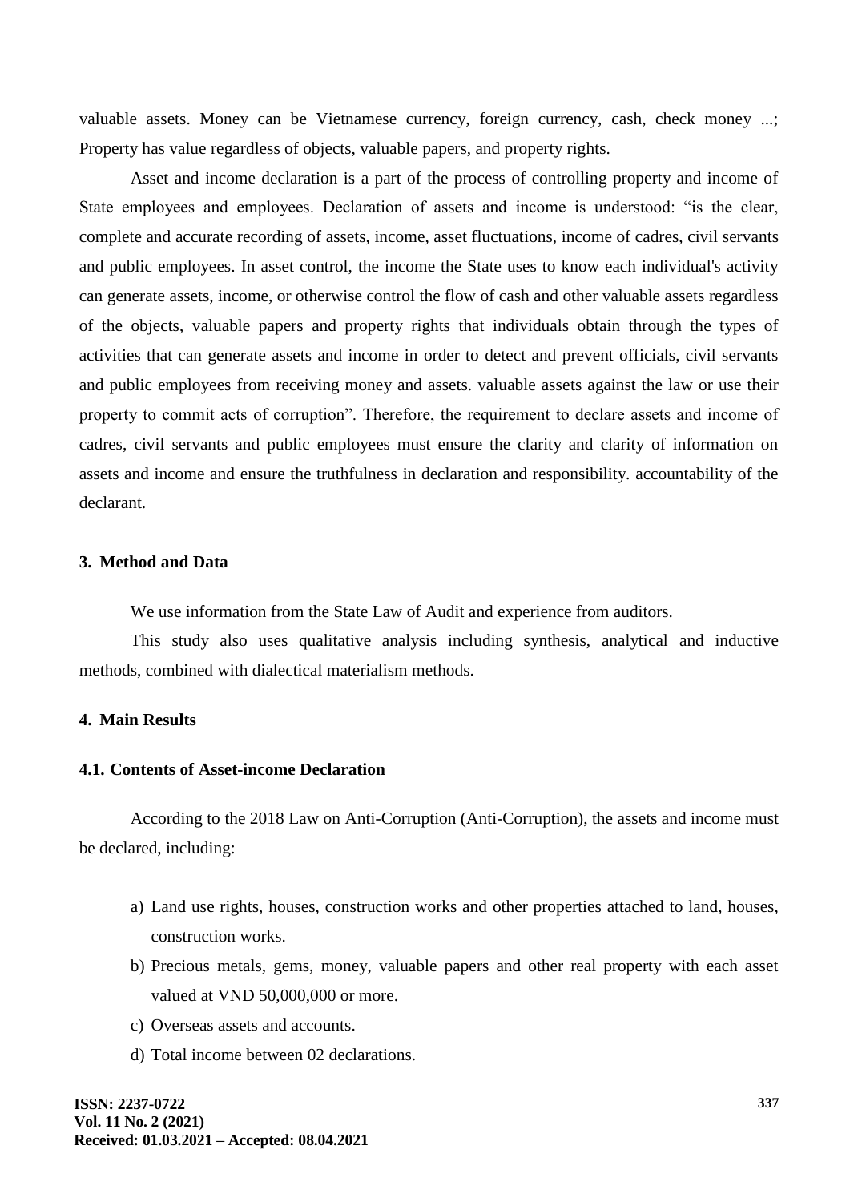valuable assets. Money can be Vietnamese currency, foreign currency, cash, check money ...; Property has value regardless of objects, valuable papers, and property rights.

Asset and income declaration is a part of the process of controlling property and income of State employees and employees. Declaration of assets and income is understood: "is the clear, complete and accurate recording of assets, income, asset fluctuations, income of cadres, civil servants and public employees. In asset control, the income the State uses to know each individual's activity can generate assets, income, or otherwise control the flow of cash and other valuable assets regardless of the objects, valuable papers and property rights that individuals obtain through the types of activities that can generate assets and income in order to detect and prevent officials, civil servants and public employees from receiving money and assets. valuable assets against the law or use their property to commit acts of corruption". Therefore, the requirement to declare assets and income of cadres, civil servants and public employees must ensure the clarity and clarity of information on assets and income and ensure the truthfulness in declaration and responsibility. accountability of the declarant.

## 3. Method and Data

We use information from the State Law of Audit and experience from auditors.

This study also uses qualitative analysis including synthesis, analytical and inductive methods, combined with dialectical materialism methods.

## 4. Main Results

### 4.1. Contents of Asset-income Declaration

According to the 2018 Law on Anti-Corruption (Anti-Corruption), the assets and income must be declared, including:

a) Land use rights, houses, construction works and other properties attached to land, houses, construction works.
b) Precious metals, gems, money, valuable papers and other real property with each asset valued at VND 50,000,000 or more.
c) Overseas assets and accounts.
d) Total income between 02 declarations.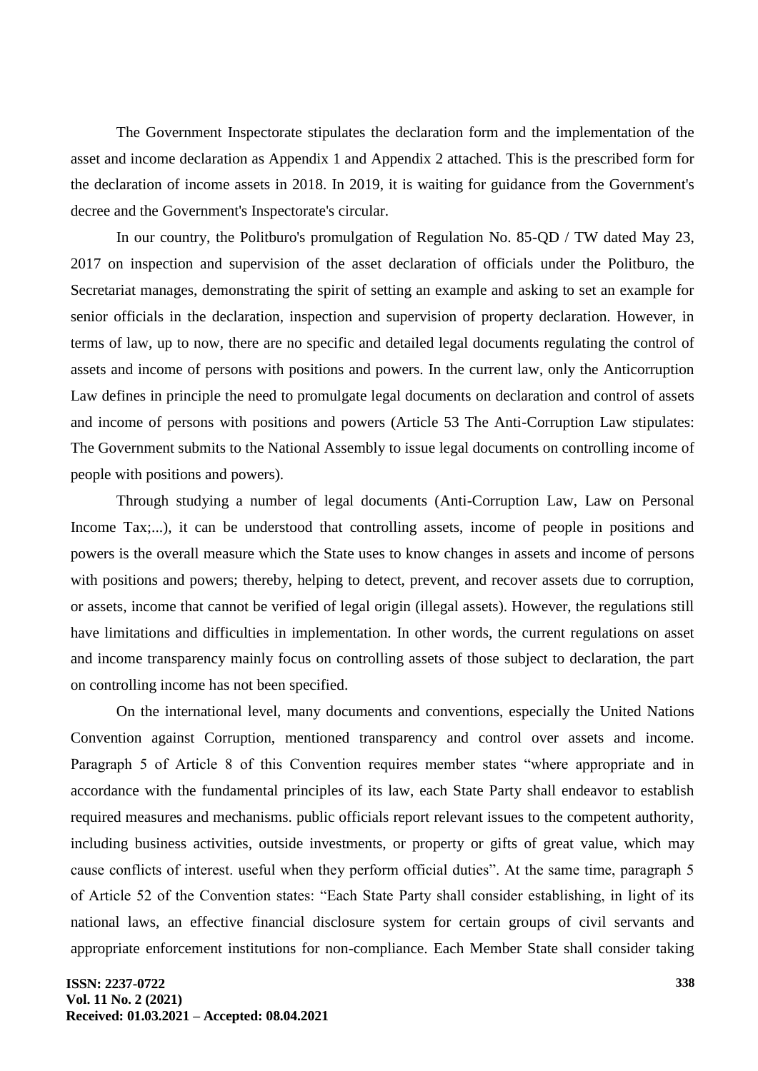The Government Inspectorate stipulates the declaration form and the implementation of the asset and income declaration as Appendix 1 and Appendix 2 attached. This is the prescribed form for the declaration of income assets in 2018. In 2019, it is waiting for guidance from the Government's decree and the Government's Inspectorate's circular.

In our country, the Politburo's promulgation of Regulation No. 85-QD / TW dated May 23, 2017 on inspection and supervision of the asset declaration of officials under the Politburo, the Secretariat manages, demonstrating the spirit of setting an example and asking to set an example for senior officials in the declaration, inspection and supervision of property declaration. However, in terms of law, up to now, there are no specific and detailed legal documents regulating the control of assets and income of persons with positions and powers. In the current law, only the Anticorruption Law defines in principle the need to promulgate legal documents on declaration and control of assets and income of persons with positions and powers (Article 53 The Anti-Corruption Law stipulates: The Government submits to the National Assembly to issue legal documents on controlling income of people with positions and powers).

Through studying a number of legal documents (Anti-Corruption Law, Law on Personal Income Tax;...), it can be understood that controlling assets, income of people in positions and powers is the overall measure which the State uses to know changes in assets and income of persons with positions and powers; thereby, helping to detect, prevent, and recover assets due to corruption, or assets, income that cannot be verified of legal origin (illegal assets). However, the regulations still have limitations and difficulties in implementation. In other words, the current regulations on asset and income transparency mainly focus on controlling assets of those subject to declaration, the part on controlling income has not been specified.

On the international level, many documents and conventions, especially the United Nations Convention against Corruption, mentioned transparency and control over assets and income. Paragraph 5 of Article 8 of this Convention requires member states "where appropriate and in accordance with the fundamental principles of its law, each State Party shall endeavor to establish required measures and mechanisms. public officials report relevant issues to the competent authority, including business activities, outside investments, or property or gifts of great value, which may cause conflicts of interest. useful when they perform official duties". At the same time, paragraph 5 of Article 52 of the Convention states: "Each State Party shall consider establishing, in light of its national laws, an effective financial disclosure system for certain groups of civil servants and appropriate enforcement institutions for non-compliance. Each Member State shall consider taking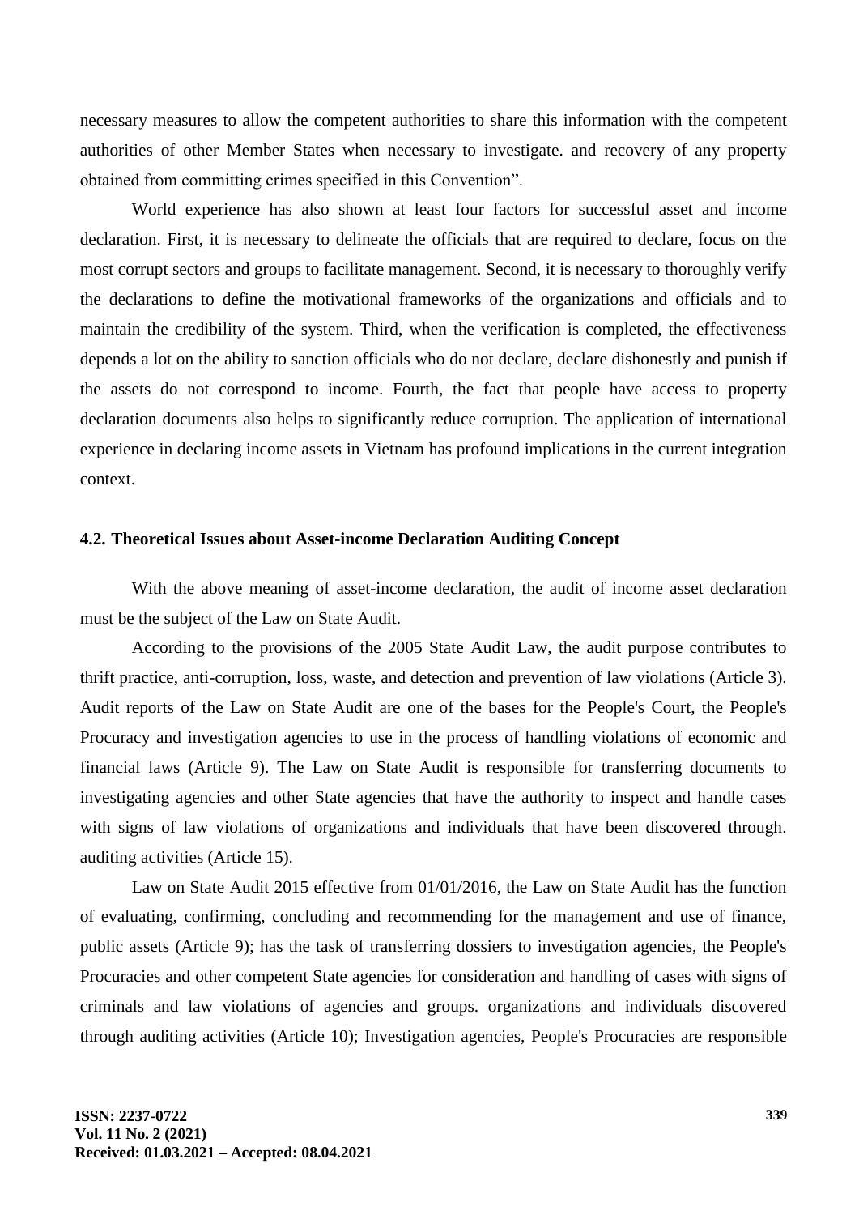necessary measures to allow the competent authorities to share this information with the competent authorities of other Member States when necessary to investigate. and recovery of any property obtained from committing crimes specified in this Convention".

World experience has also shown at least four factors for successful asset and income declaration. First, it is necessary to delineate the officials that are required to declare, focus on the most corrupt sectors and groups to facilitate management. Second, it is necessary to thoroughly verify the declarations to define the motivational frameworks of the organizations and officials and to maintain the credibility of the system. Third, when the verification is completed, the effectiveness depends a lot on the ability to sanction officials who do not declare, declare dishonestly and punish if the assets do not correspond to income. Fourth, the fact that people have access to property declaration documents also helps to significantly reduce corruption. The application of international experience in declaring income assets in Vietnam has profound implications in the current integration context.

### 4.2. Theoretical Issues about Asset-income Declaration Auditing Concept

With the above meaning of asset-income declaration, the audit of income asset declaration must be the subject of the Law on State Audit.

According to the provisions of the 2005 State Audit Law, the audit purpose contributes to thrift practice, anti-corruption, loss, waste, and detection and prevention of law violations (Article 3). Audit reports of the Law on State Audit are one of the bases for the People's Court, the People's Procuracy and investigation agencies to use in the process of handling violations of economic and financial laws (Article 9). The Law on State Audit is responsible for transferring documents to investigating agencies and other State agencies that have the authority to inspect and handle cases with signs of law violations of organizations and individuals that have been discovered through. auditing activities (Article 15).

Law on State Audit 2015 effective from 01/01/2016, the Law on State Audit has the function of evaluating, confirming, concluding and recommending for the management and use of finance, public assets (Article 9); has the task of transferring dossiers to investigation agencies, the People's Procuracies and other competent State agencies for consideration and handling of cases with signs of criminals and law violations of agencies and groups. organizations and individuals discovered through auditing activities (Article 10); Investigation agencies, People's Procuracies are responsible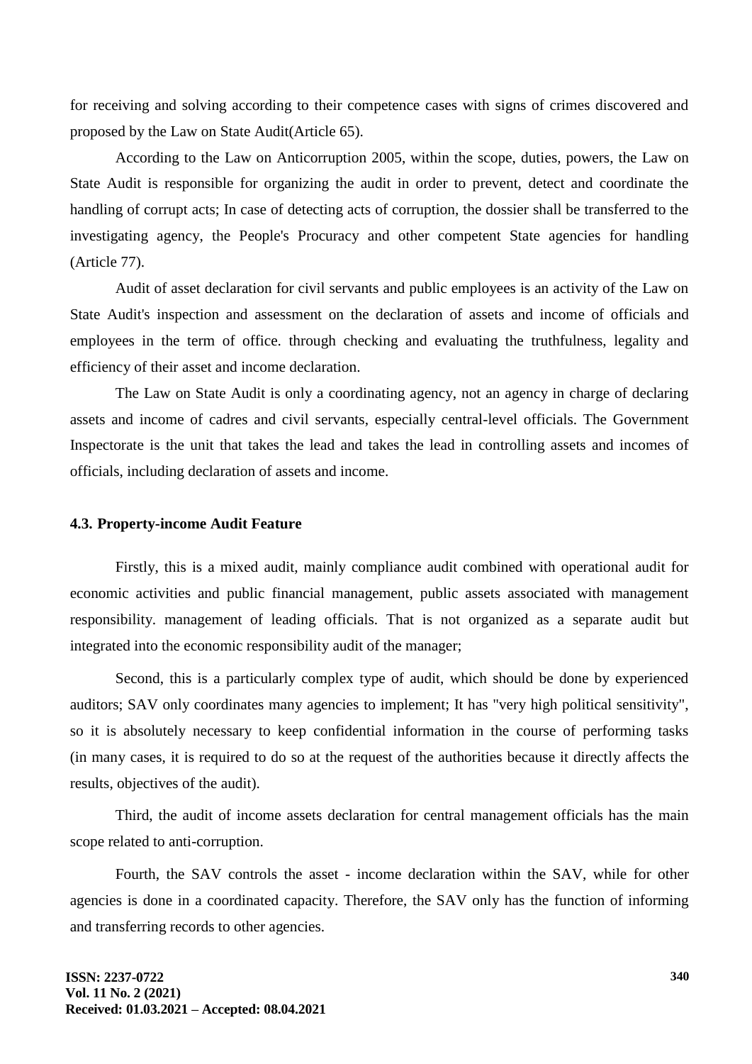for receiving and solving according to their competence cases with signs of crimes discovered and proposed by the Law on State Audit(Article 65).

According to the Law on Anticorruption 2005, within the scope, duties, powers, the Law on State Audit is responsible for organizing the audit in order to prevent, detect and coordinate the handling of corrupt acts; In case of detecting acts of corruption, the dossier shall be transferred to the investigating agency, the People's Procuracy and other competent State agencies for handling (Article 77).

Audit of asset declaration for civil servants and public employees is an activity of the Law on State Audit's inspection and assessment on the declaration of assets and income of officials and employees in the term of office. through checking and evaluating the truthfulness, legality and efficiency of their asset and income declaration.

The Law on State Audit is only a coordinating agency, not an agency in charge of declaring assets and income of cadres and civil servants, especially central-level officials. The Government Inspectorate is the unit that takes the lead and takes the lead in controlling assets and incomes of officials, including declaration of assets and income.

### 4.3. Property-income Audit Feature

Firstly, this is a mixed audit, mainly compliance audit combined with operational audit for economic activities and public financial management, public assets associated with management responsibility. management of leading officials. That is not organized as a separate audit but integrated into the economic responsibility audit of the manager;

Second, this is a particularly complex type of audit, which should be done by experienced auditors; SAV only coordinates many agencies to implement; It has "very high political sensitivity", so it is absolutely necessary to keep confidential information in the course of performing tasks (in many cases, it is required to do so at the request of the authorities because it directly affects the results, objectives of the audit).

Third, the audit of income assets declaration for central management officials has the main scope related to anti-corruption.

Fourth, the SAV controls the asset - income declaration within the SAV, while for other agencies is done in a coordinated capacity. Therefore, the SAV only has the function of informing and transferring records to other agencies.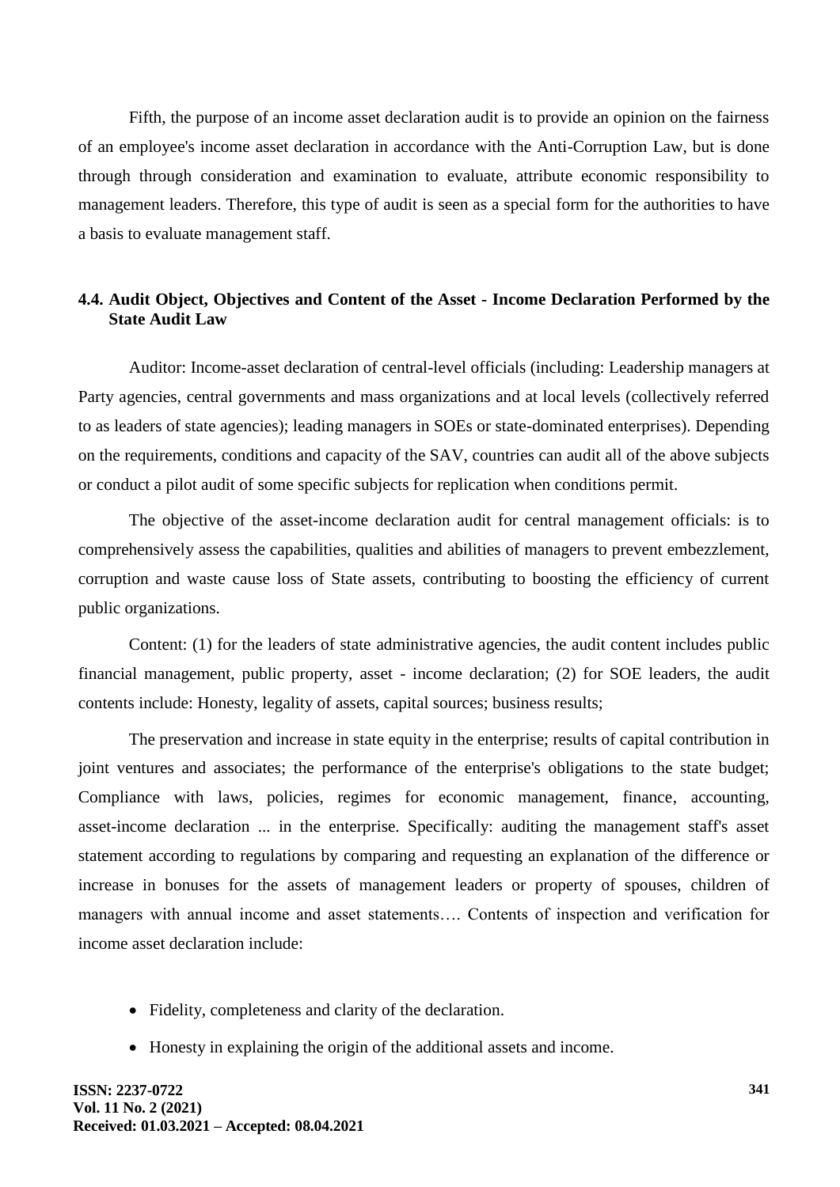Fifth, the purpose of an income asset declaration audit is to provide an opinion on the fairness of an employee's income asset declaration in accordance with the Anti-Corruption Law, but is done through through consideration and examination to evaluate, attribute economic responsibility to management leaders. Therefore, this type of audit is seen as a special form for the authorities to have a basis to evaluate management staff.

### 4.4. Audit Object, Objectives and Content of the Asset - Income Declaration Performed by the State Audit Law

Auditor: Income-asset declaration of central-level officials (including: Leadership managers at Party agencies, central governments and mass organizations and at local levels (collectively referred to as leaders of state agencies); leading managers in SOEs or state-dominated enterprises). Depending on the requirements, conditions and capacity of the SAV, countries can audit all of the above subjects or conduct a pilot audit of some specific subjects for replication when conditions permit.

The objective of the asset-income declaration audit for central management officials: is to comprehensively assess the capabilities, qualities and abilities of managers to prevent embezzlement, corruption and waste cause loss of State assets, contributing to boosting the efficiency of current public organizations.

Content: (1) for the leaders of state administrative agencies, the audit content includes public financial management, public property, asset - income declaration; (2) for SOE leaders, the audit contents include: Honesty, legality of assets, capital sources; business results;

The preservation and increase in state equity in the enterprise; results of capital contribution in joint ventures and associates; the performance of the enterprise's obligations to the state budget; Compliance with laws, policies, regimes for economic management, finance, accounting, asset-income declaration ... in the enterprise. Specifically: auditing the management staff's asset statement according to regulations by comparing and requesting an explanation of the difference or increase in bonuses for the assets of management leaders or property of spouses, children of managers with annual income and asset statements…. Contents of inspection and verification for income asset declaration include:

- Fidelity, completeness and clarity of the declaration.
- Honesty in explaining the origin of the additional assets and income.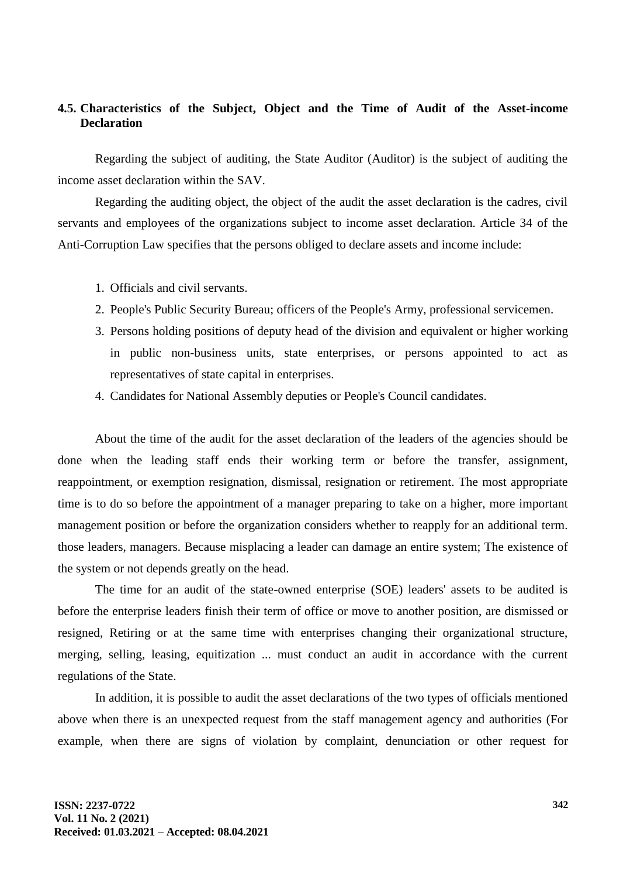## 4.5. Characteristics of the Subject, Object and the Time of Audit of the Asset-income Declaration

Regarding the subject of auditing, the State Auditor (Auditor) is the subject of auditing the income asset declaration within the SAV.

Regarding the auditing object, the object of the audit the asset declaration is the cadres, civil servants and employees of the organizations subject to income asset declaration. Article 34 of the Anti-Corruption Law specifies that the persons obliged to declare assets and income include:

1. Officials and civil servants.
2. People's Public Security Bureau; officers of the People's Army, professional servicemen.
3. Persons holding positions of deputy head of the division and equivalent or higher working in public non-business units, state enterprises, or persons appointed to act as representatives of state capital in enterprises.
4. Candidates for National Assembly deputies or People's Council candidates.

About the time of the audit for the asset declaration of the leaders of the agencies should be done when the leading staff ends their working term or before the transfer, assignment, reappointment, or exemption resignation, dismissal, resignation or retirement. The most appropriate time is to do so before the appointment of a manager preparing to take on a higher, more important management position or before the organization considers whether to reapply for an additional term. those leaders, managers. Because misplacing a leader can damage an entire system; The existence of the system or not depends greatly on the head.

The time for an audit of the state-owned enterprise (SOE) leaders' assets to be audited is before the enterprise leaders finish their term of office or move to another position, are dismissed or resigned, Retiring or at the same time with enterprises changing their organizational structure, merging, selling, leasing, equitization ... must conduct an audit in accordance with the current regulations of the State.

In addition, it is possible to audit the asset declarations of the two types of officials mentioned above when there is an unexpected request from the staff management agency and authorities (For example, when there are signs of violation by complaint, denunciation or other request for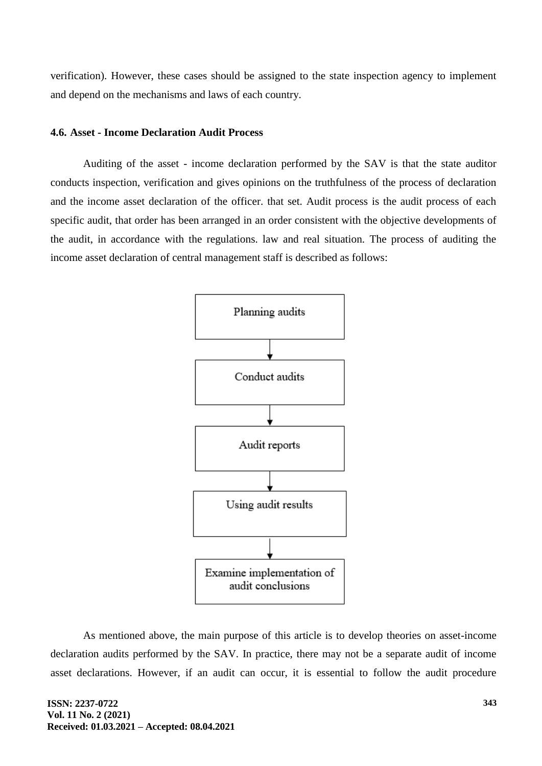verification). However, these cases should be assigned to the state inspection agency to implement and depend on the mechanisms and laws of each country.

### 4.6. Asset - Income Declaration Audit Process

Auditing of the asset - income declaration performed by the SAV is that the state auditor conducts inspection, verification and gives opinions on the truthfulness of the process of declaration and the income asset declaration of the officer. that set. Audit process is the audit process of each specific audit, that order has been arranged in an order consistent with the objective developments of the audit, in accordance with the regulations. law and real situation. The process of auditing the income asset declaration of central management staff is described as follows:

Planning audits
↓
Conduct audits
↓
Audit reports
↓
Using audit results
↓
Examine implementation of audit conclusions

As mentioned above, the main purpose of this article is to develop theories on asset-income declaration audits performed by the SAV. In practice, there may not be a separate audit of income asset declarations. However, if an audit can occur, it is essential to follow the audit procedure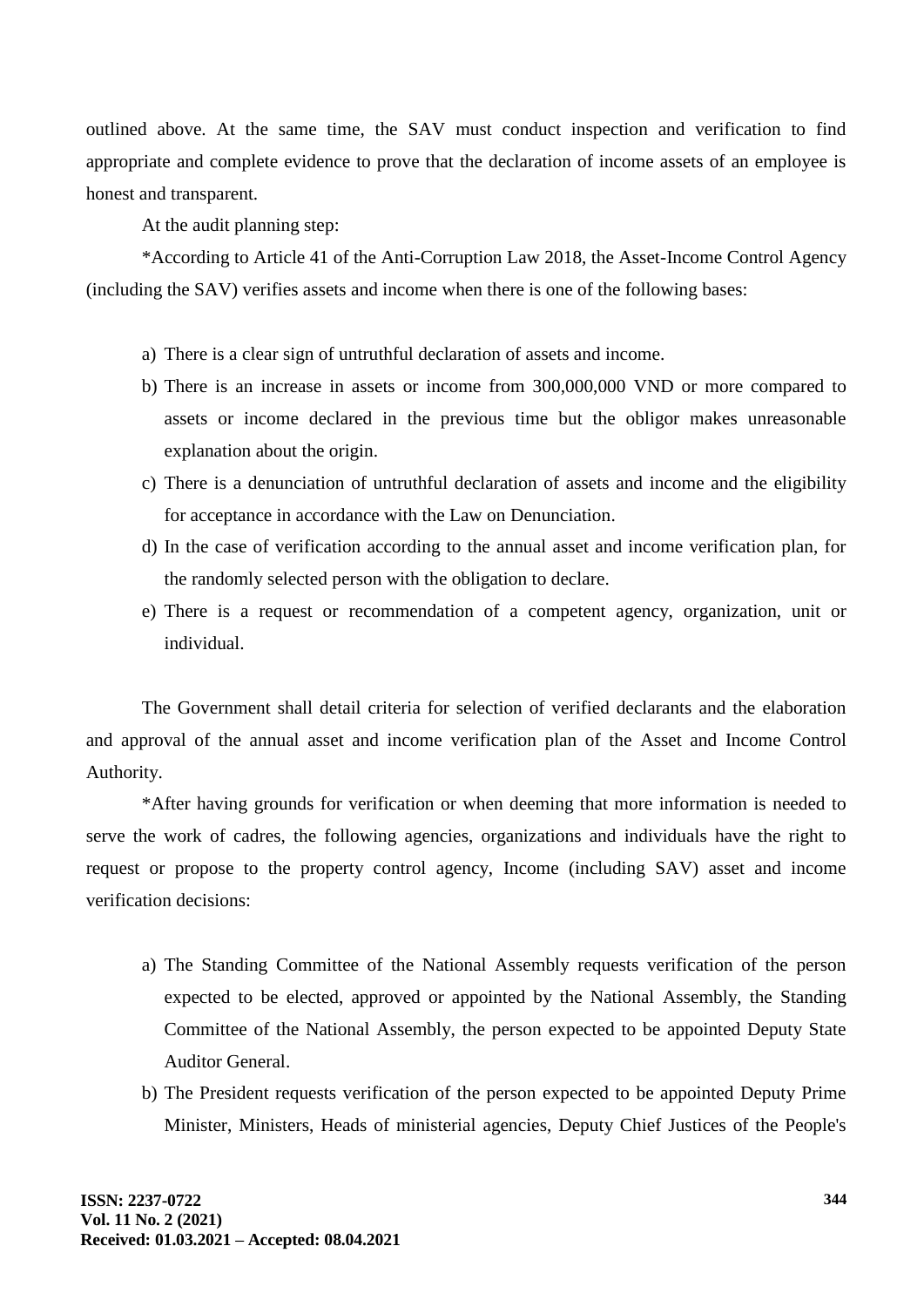outlined above. At the same time, the SAV must conduct inspection and verification to find appropriate and complete evidence to prove that the declaration of income assets of an employee is honest and transparent.

At the audit planning step:

*According to Article 41 of the Anti-Corruption Law 2018, the Asset-Income Control Agency (including the SAV) verifies assets and income when there is one of the following bases:

a) There is a clear sign of untruthful declaration of assets and income.
b) There is an increase in assets or income from 300,000,000 VND or more compared to assets or income declared in the previous time but the obligor makes unreasonable explanation about the origin.
c) There is a denunciation of untruthful declaration of assets and income and the eligibility for acceptance in accordance with the Law on Denunciation.
d) In the case of verification according to the annual asset and income verification plan, for the randomly selected person with the obligation to declare.
e) There is a request or recommendation of a competent agency, organization, unit or individual.

The Government shall detail criteria for selection of verified declarants and the elaboration and approval of the annual asset and income verification plan of the Asset and Income Control Authority.

*After having grounds for verification or when deeming that more information is needed to serve the work of cadres, the following agencies, organizations and individuals have the right to request or propose to the property control agency, Income (including SAV) asset and income verification decisions:

a) The Standing Committee of the National Assembly requests verification of the person expected to be elected, approved or appointed by the National Assembly, the Standing Committee of the National Assembly, the person expected to be appointed Deputy State Auditor General.
b) The President requests verification of the person expected to be appointed Deputy Prime Minister, Ministers, Heads of ministerial agencies, Deputy Chief Justices of the People's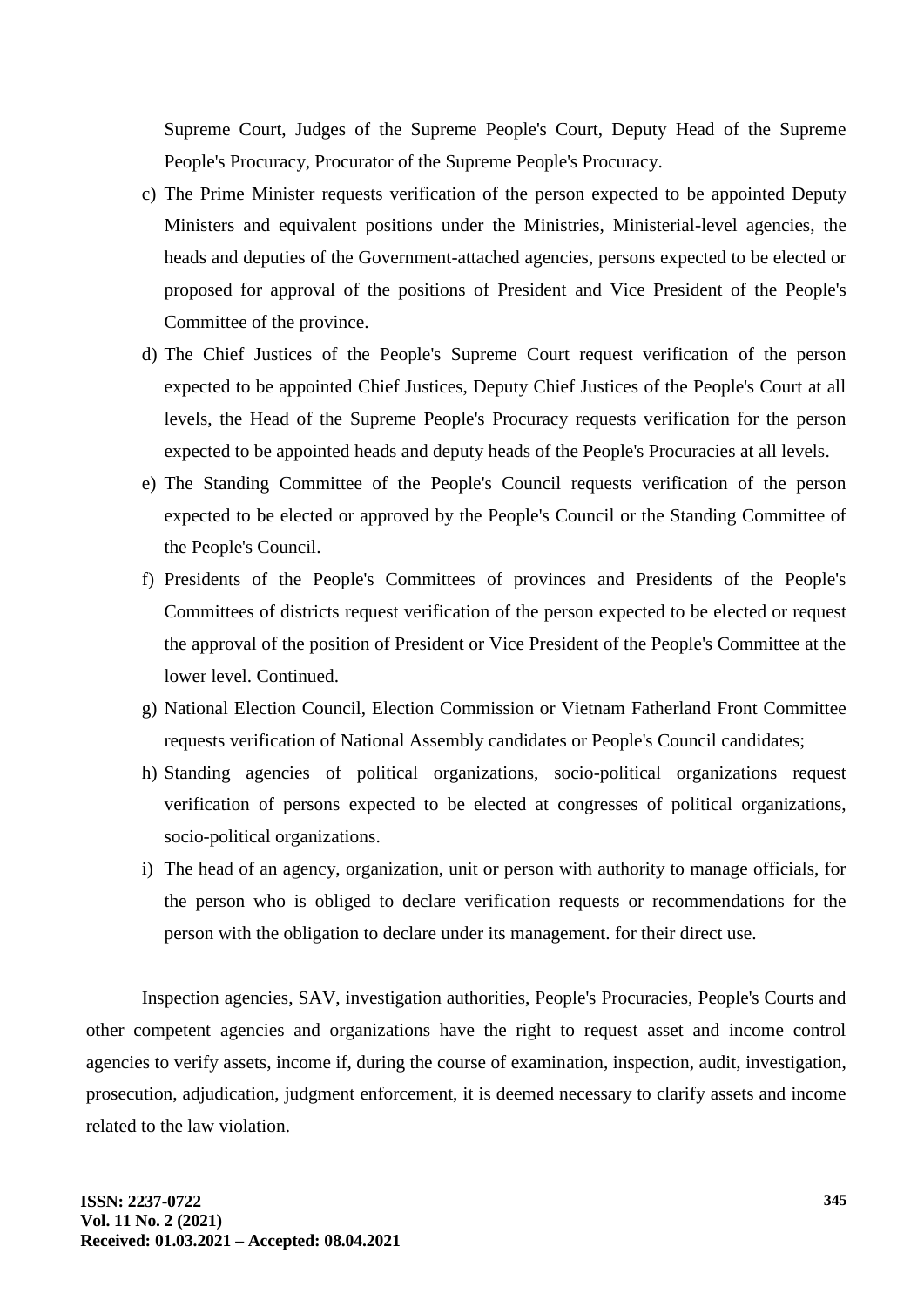Supreme Court, Judges of the Supreme People's Court, Deputy Head of the Supreme People's Procuracy, Procurator of the Supreme People's Procuracy.

c) The Prime Minister requests verification of the person expected to be appointed Deputy Ministers and equivalent positions under the Ministries, Ministerial-level agencies, the heads and deputies of the Government-attached agencies, persons expected to be elected or proposed for approval of the positions of President and Vice President of the People's Committee of the province.
d) The Chief Justices of the People's Supreme Court request verification of the person expected to be appointed Chief Justices, Deputy Chief Justices of the People's Court at all levels, the Head of the Supreme People's Procuracy requests verification for the person expected to be appointed heads and deputy heads of the People's Procuracies at all levels.
e) The Standing Committee of the People's Council requests verification of the person expected to be elected or approved by the People's Council or the Standing Committee of the People's Council.
f) Presidents of the People's Committees of provinces and Presidents of the People's Committees of districts request verification of the person expected to be elected or request the approval of the position of President or Vice President of the People's Committee at the lower level. Continued.
g) National Election Council, Election Commission or Vietnam Fatherland Front Committee requests verification of National Assembly candidates or People's Council candidates;
h) Standing agencies of political organizations, socio-political organizations request verification of persons expected to be elected at congresses of political organizations, socio-political organizations.
i) The head of an agency, organization, unit or person with authority to manage officials, for the person who is obliged to declare verification requests or recommendations for the person with the obligation to declare under its management. for their direct use.

Inspection agencies, SAV, investigation authorities, People's Procuracies, People's Courts and other competent agencies and organizations have the right to request asset and income control agencies to verify assets, income if, during the course of examination, inspection, audit, investigation, prosecution, adjudication, judgment enforcement, it is deemed necessary to clarify assets and income related to the law violation.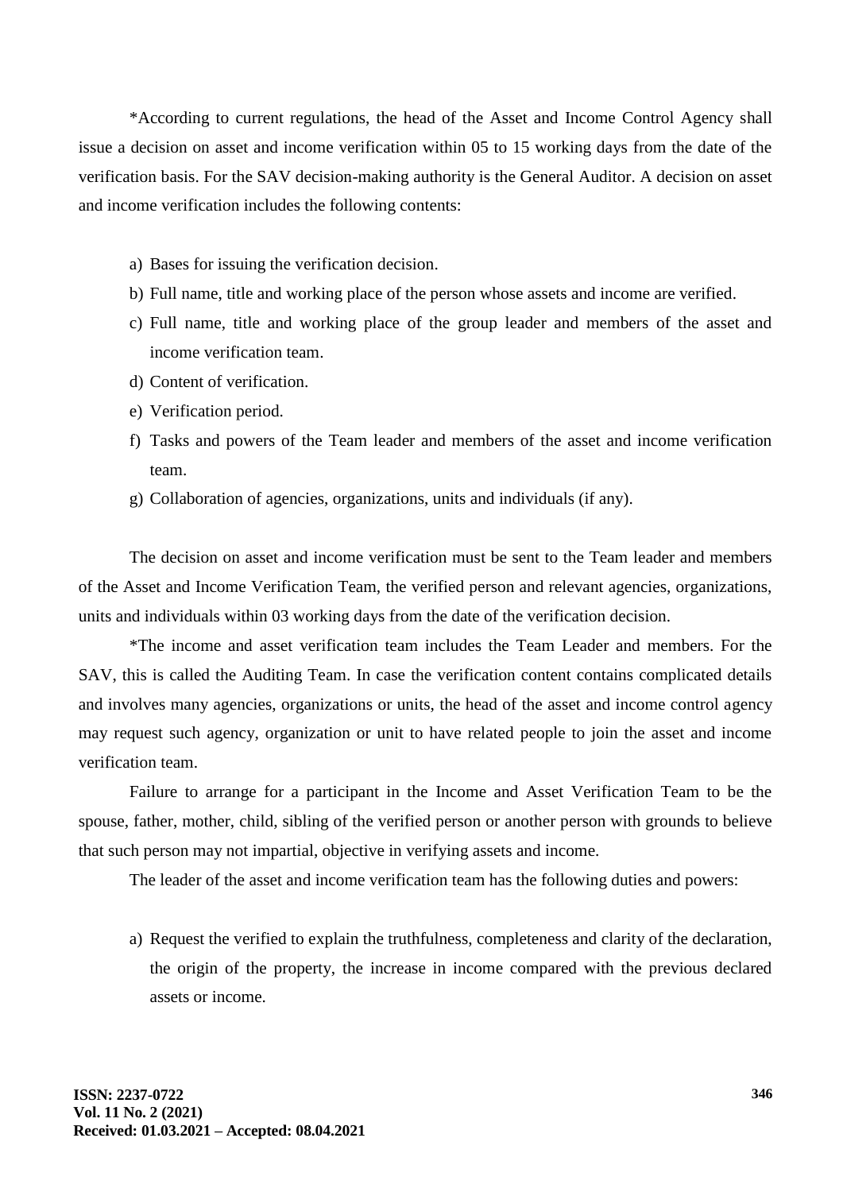*According to current regulations, the head of the Asset and Income Control Agency shall issue a decision on asset and income verification within 05 to 15 working days from the date of the verification basis. For the SAV decision-making authority is the General Auditor. A decision on asset and income verification includes the following contents:

a) Bases for issuing the verification decision.
b) Full name, title and working place of the person whose assets and income are verified.
c) Full name, title and working place of the group leader and members of the asset and income verification team.
d) Content of verification.
e) Verification period.
f) Tasks and powers of the Team leader and members of the asset and income verification team.
g) Collaboration of agencies, organizations, units and individuals (if any).

The decision on asset and income verification must be sent to the Team leader and members of the Asset and Income Verification Team, the verified person and relevant agencies, organizations, units and individuals within 03 working days from the date of the verification decision.

*The income and asset verification team includes the Team Leader and members. For the SAV, this is called the Auditing Team. In case the verification content contains complicated details and involves many agencies, organizations or units, the head of the asset and income control agency may request such agency, organization or unit to have related people to join the asset and income verification team.

Failure to arrange for a participant in the Income and Asset Verification Team to be the spouse, father, mother, child, sibling of the verified person or another person with grounds to believe that such person may not impartial, objective in verifying assets and income.

The leader of the asset and income verification team has the following duties and powers:

a) Request the verified to explain the truthfulness, completeness and clarity of the declaration, the origin of the property, the increase in income compared with the previous declared assets or income.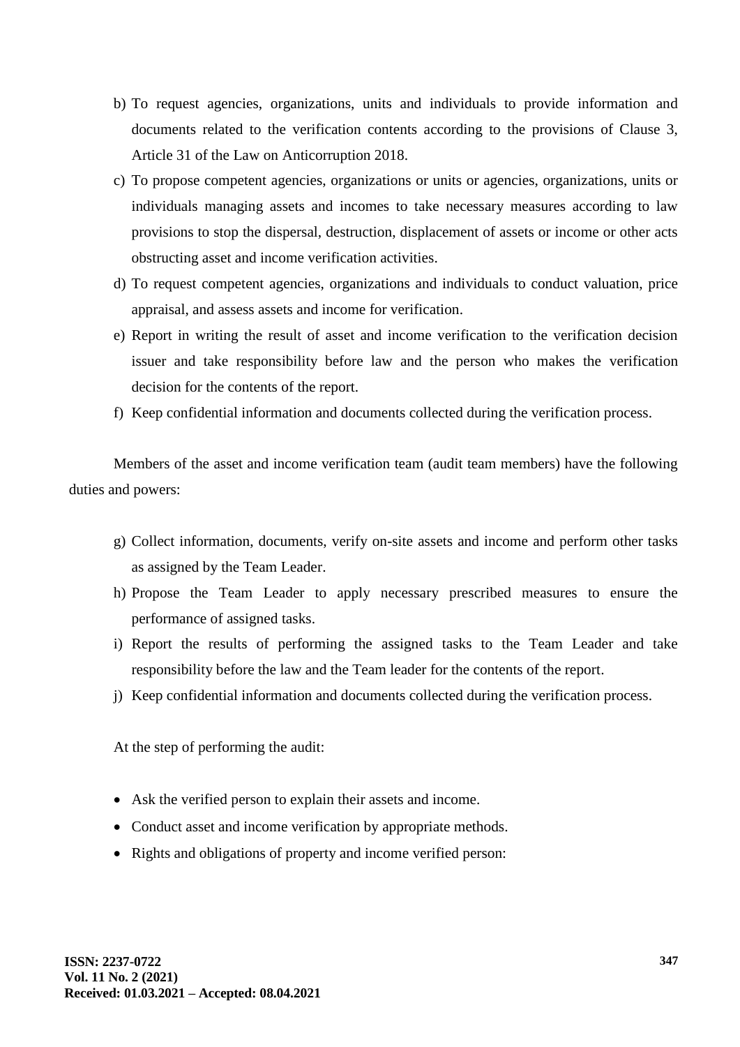b) To request agencies, organizations, units and individuals to provide information and documents related to the verification contents according to the provisions of Clause 3, Article 31 of the Law on Anticorruption 2018.
c) To propose competent agencies, organizations or units or agencies, organizations, units or individuals managing assets and incomes to take necessary measures according to law provisions to stop the dispersal, destruction, displacement of assets or income or other acts obstructing asset and income verification activities.
d) To request competent agencies, organizations and individuals to conduct valuation, price appraisal, and assess assets and income for verification.
e) Report in writing the result of asset and income verification to the verification decision issuer and take responsibility before law and the person who makes the verification decision for the contents of the report.
f) Keep confidential information and documents collected during the verification process.

Members of the asset and income verification team (audit team members) have the following duties and powers:

g) Collect information, documents, verify on-site assets and income and perform other tasks as assigned by the Team Leader.
h) Propose the Team Leader to apply necessary prescribed measures to ensure the performance of assigned tasks.
i) Report the results of performing the assigned tasks to the Team Leader and take responsibility before the law and the Team leader for the contents of the report.
j) Keep confidential information and documents collected during the verification process.

At the step of performing the audit:

- Ask the verified person to explain their assets and income.
- Conduct asset and income verification by appropriate methods.
- Rights and obligations of property and income verified person: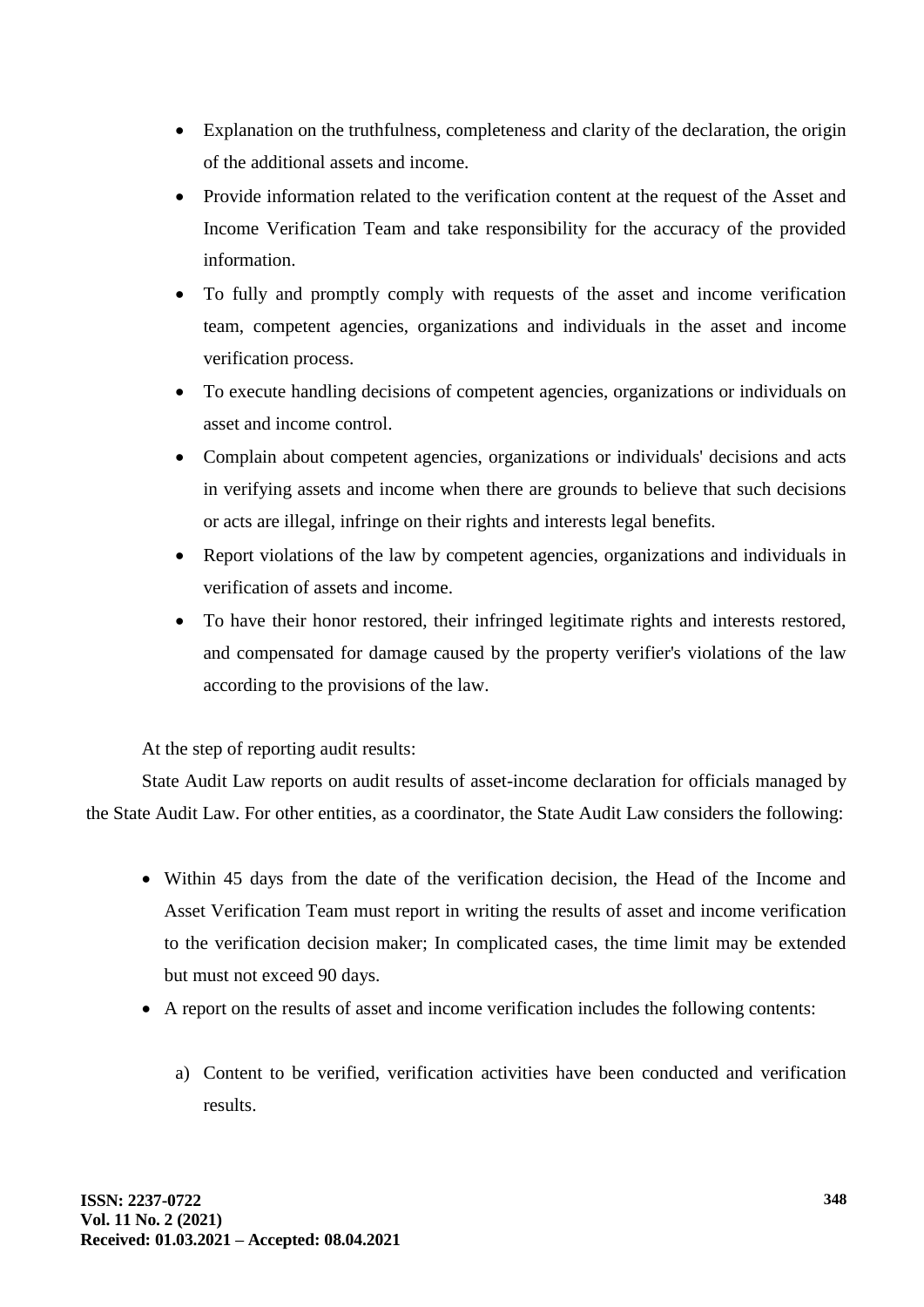- Explanation on the truthfulness, completeness and clarity of the declaration, the origin of the additional assets and income.
- Provide information related to the verification content at the request of the Asset and Income Verification Team and take responsibility for the accuracy of the provided information.
- To fully and promptly comply with requests of the asset and income verification team, competent agencies, organizations and individuals in the asset and income verification process.
- To execute handling decisions of competent agencies, organizations or individuals on asset and income control.
- Complain about competent agencies, organizations or individuals' decisions and acts in verifying assets and income when there are grounds to believe that such decisions or acts are illegal, infringe on their rights and interests legal benefits.
- Report violations of the law by competent agencies, organizations and individuals in verification of assets and income.
- To have their honor restored, their infringed legitimate rights and interests restored, and compensated for damage caused by the property verifier's violations of the law according to the provisions of the law.

At the step of reporting audit results:

State Audit Law reports on audit results of asset-income declaration for officials managed by the State Audit Law. For other entities, as a coordinator, the State Audit Law considers the following:

- Within 45 days from the date of the verification decision, the Head of the Income and Asset Verification Team must report in writing the results of asset and income verification to the verification decision maker; In complicated cases, the time limit may be extended but must not exceed 90 days.
- A report on the results of asset and income verification includes the following contents:

  a) Content to be verified, verification activities have been conducted and verification results.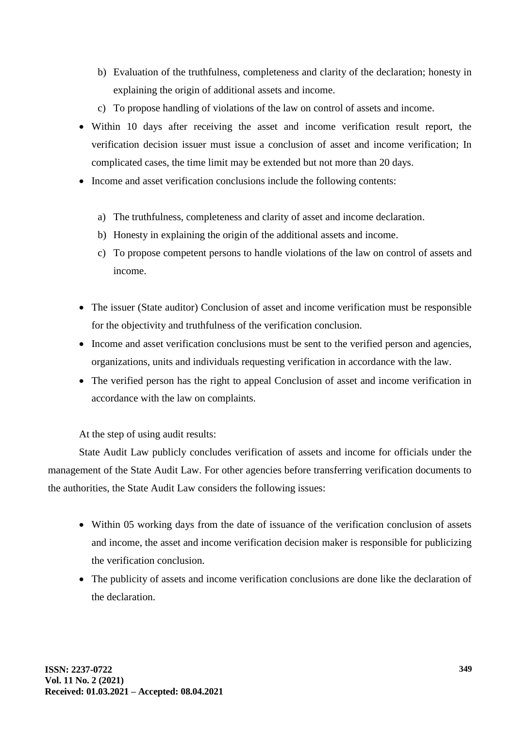b) Evaluation of the truthfulness, completeness and clarity of the declaration; honesty in explaining the origin of additional assets and income.

c) To propose handling of violations of the law on control of assets and income.

- Within 10 days after receiving the asset and income verification result report, the verification decision issuer must issue a conclusion of asset and income verification; In complicated cases, the time limit may be extended but not more than 20 days.
- Income and asset verification conclusions include the following contents:

  a) The truthfulness, completeness and clarity of asset and income declaration.

  b) Honesty in explaining the origin of the additional assets and income.

  c) To propose competent persons to handle violations of the law on control of assets and income.

- The issuer (State auditor) Conclusion of asset and income verification must be responsible for the objectivity and truthfulness of the verification conclusion.
- Income and asset verification conclusions must be sent to the verified person and agencies, organizations, units and individuals requesting verification in accordance with the law.
- The verified person has the right to appeal Conclusion of asset and income verification in accordance with the law on complaints.

At the step of using audit results:

State Audit Law publicly concludes verification of assets and income for officials under the management of the State Audit Law. For other agencies before transferring verification documents to the authorities, the State Audit Law considers the following issues:

- Within 05 working days from the date of issuance of the verification conclusion of assets and income, the asset and income verification decision maker is responsible for publicizing the verification conclusion.
- The publicity of assets and income verification conclusions are done like the declaration of the declaration.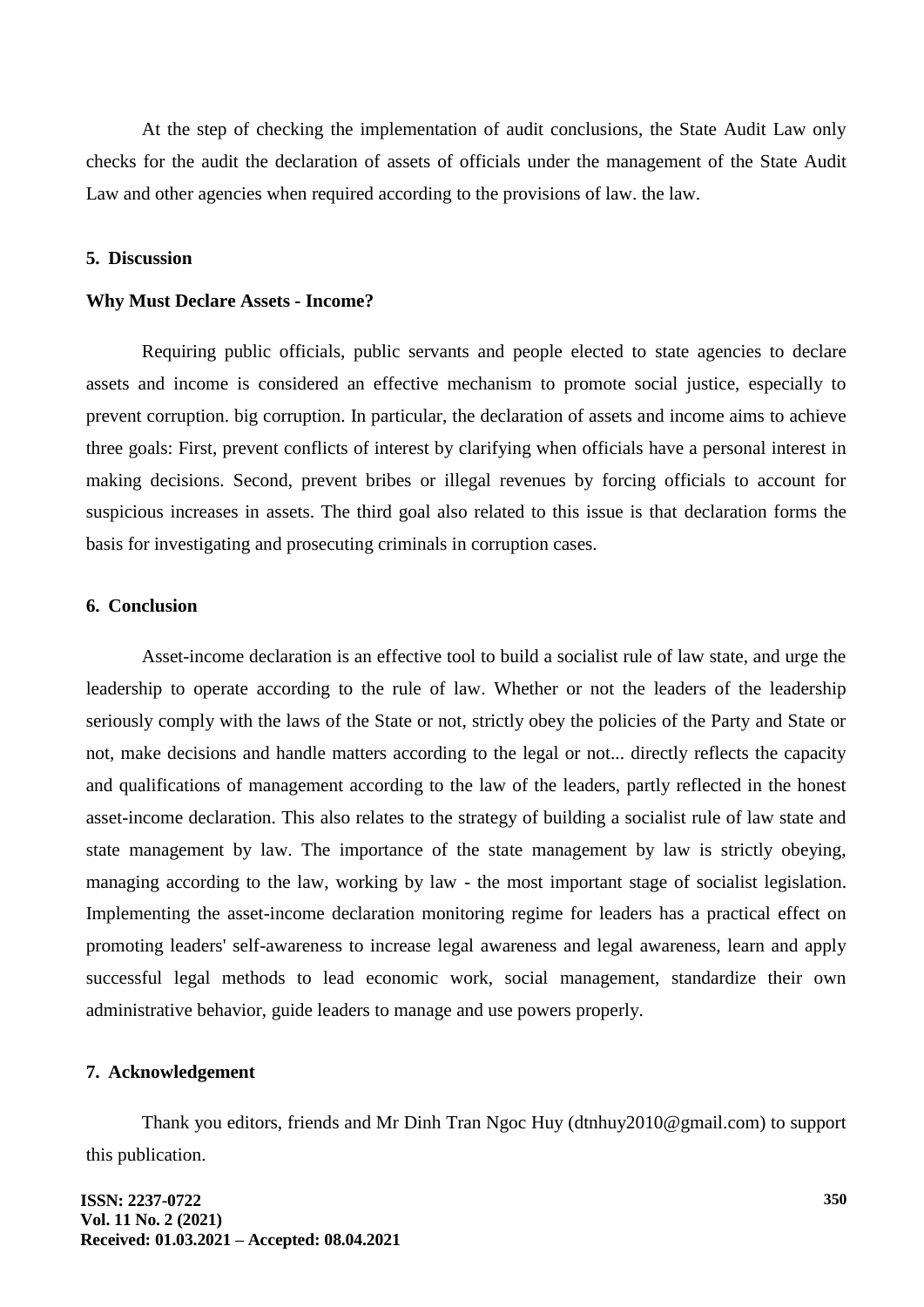At the step of checking the implementation of audit conclusions, the State Audit Law only checks for the audit the declaration of assets of officials under the management of the State Audit Law and other agencies when required according to the provisions of law. the law.

## 5. Discussion

### Why Must Declare Assets - Income?

Requiring public officials, public servants and people elected to state agencies to declare assets and income is considered an effective mechanism to promote social justice, especially to prevent corruption. big corruption. In particular, the declaration of assets and income aims to achieve three goals: First, prevent conflicts of interest by clarifying when officials have a personal interest in making decisions. Second, prevent bribes or illegal revenues by forcing officials to account for suspicious increases in assets. The third goal also related to this issue is that declaration forms the basis for investigating and prosecuting criminals in corruption cases.

## 6. Conclusion

Asset-income declaration is an effective tool to build a socialist rule of law state, and urge the leadership to operate according to the rule of law. Whether or not the leaders of the leadership seriously comply with the laws of the State or not, strictly obey the policies of the Party and State or not, make decisions and handle matters according to the legal or not... directly reflects the capacity and qualifications of management according to the law of the leaders, partly reflected in the honest asset-income declaration. This also relates to the strategy of building a socialist rule of law state and state management by law. The importance of the state management by law is strictly obeying, managing according to the law, working by law - the most important stage of socialist legislation. Implementing the asset-income declaration monitoring regime for leaders has a practical effect on promoting leaders' self-awareness to increase legal awareness and legal awareness, learn and apply successful legal methods to lead economic work, social management, standardize their own administrative behavior, guide leaders to manage and use powers properly.

## 7. Acknowledgement

Thank you editors, friends and Mr Dinh Tran Ngoc Huy (dtnhuy2010@gmail.com) to support this publication.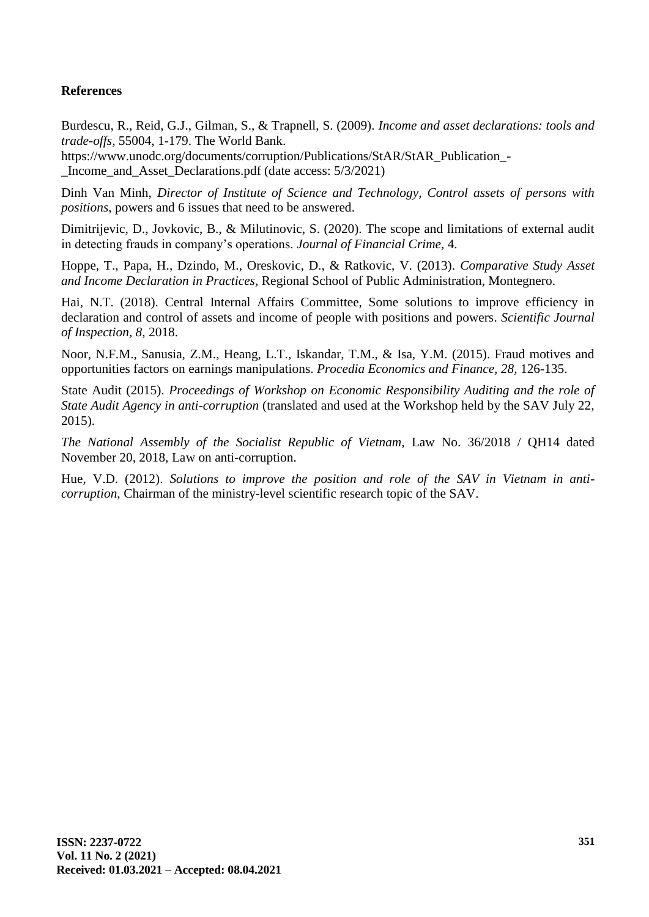**References**

Burdescu, R., Reid, G.J., Gilman, S., & Trapnell, S. (2009). *Income and asset declarations: tools and trade-offs*, 55004, 1-179. The World Bank. https://www.unodc.org/documents/corruption/Publications/StAR/StAR_Publication_-_Income_and_Asset_Declarations.pdf (date access: 5/3/2021)

Dinh Van Minh, *Director of Institute of Science and Technology, Control assets of persons with positions,* powers and 6 issues that need to be answered.

Dimitrijevic, D., Jovkovic, B., & Milutinovic, S. (2020). The scope and limitations of external audit in detecting frauds in company's operations. *Journal of Financial Crime,* 4.

Hoppe, T., Papa, H., Dzindo, M., Oreskovic, D., & Ratkovic, V. (2013). *Comparative Study Asset and Income Declaration in Practices,* Regional School of Public Administration, Montegnero.

Hai, N.T. (2018). Central Internal Affairs Committee, Some solutions to improve efficiency in declaration and control of assets and income of people with positions and powers. *Scientific Journal of Inspection, 8*, 2018.

Noor, N.F.M., Sanusia, Z.M., Heang, L.T., Iskandar, T.M., & Isa, Y.M. (2015). Fraud motives and opportunities factors on earnings manipulations. *Procedia Economics and Finance, 28*, 126-135.

State Audit (2015). *Proceedings of Workshop on Economic Responsibility Auditing and the role of State Audit Agency in anti-corruption* (translated and used at the Workshop held by the SAV July 22, 2015).

*The National Assembly of the Socialist Republic of Vietnam,* Law No. 36/2018 / QH14 dated November 20, 2018, Law on anti-corruption.

Hue, V.D. (2012). *Solutions to improve the position and role of the SAV in Vietnam in anti-corruption,* Chairman of the ministry-level scientific research topic of the SAV.